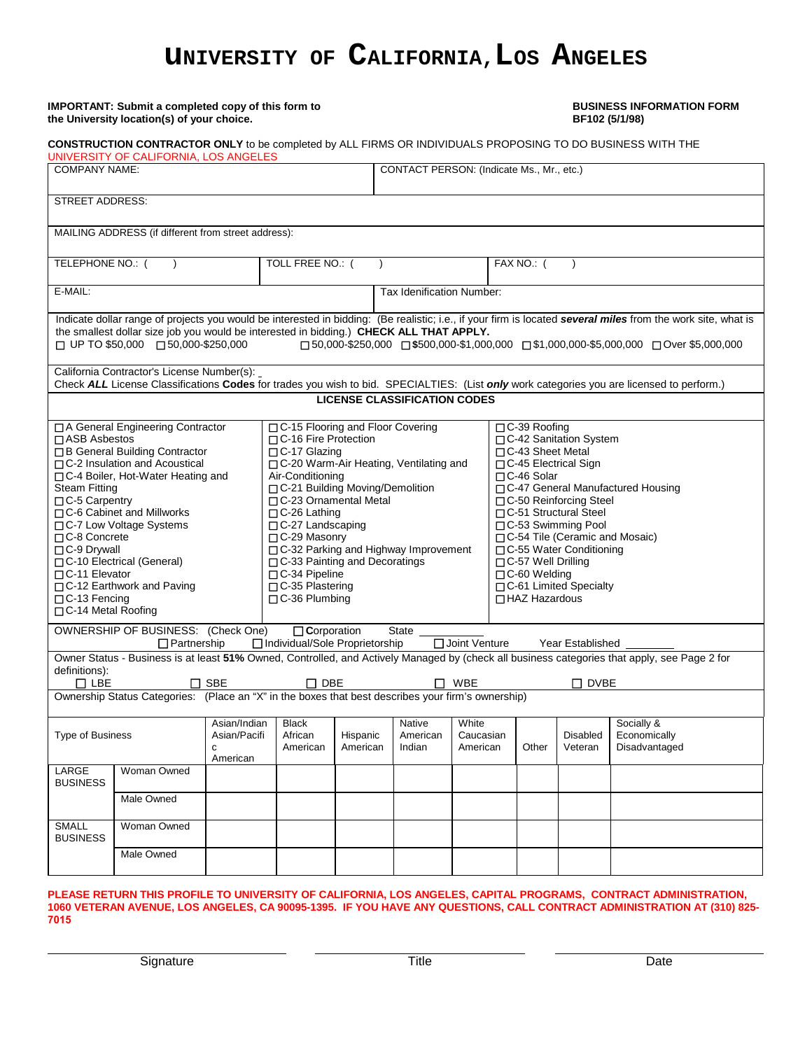# University of California, Los Angeles

**IMPORTANT: Submit a completed copy of this form to the University location(s) of your choice.**

**BUSINESS INFORMATION FORM**
**BF102 (5/1/98)**

**CONSTRUCTION CONTRACTOR ONLY** to be completed by ALL FIRMS OR INDIVIDUALS PROPOSING TO DO BUSINESS WITH THE UNIVERSITY OF CALIFORNIA, LOS ANGELES

| COMPANY NAME: | CONTACT PERSON: (Indicate Ms., Mr., etc.) |
|---|---|
| STREET ADDRESS: | |
| MAILING ADDRESS (if different from street address): | |

| TELEPHONE NO.: ( ) | TOLL FREE NO.: ( ) | FAX NO.: ( ) |
|---|---|---|

| E-MAIL: | Tax Idenification Number: |
|---|---|

Indicate dollar range of projects you would be interested in bidding: (Be realistic; i.e., if your firm is located ***several miles*** from the work site, what is the smallest dollar size job you would be interested in bidding.) **CHECK ALL THAT APPLY.**

☐ UP TO $50,000 ☐ 50,000-$250,000 ☐ 50,000-$250,000 ☐ $500,000-$1,000,000 ☐ $1,000,000-$5,000,000 ☐ Over $5,000,000

California Contractor's License Number(s): _

Check ***ALL*** License Classifications **Codes** for trades you wish to bid. SPECIALTIES: (List ***only*** work categories you are licensed to perform.)

**LICENSE CLASSIFICATION CODES**

- ☐ A General Engineering Contractor
- ☐ ASB Asbestos
- ☐ B General Building Contractor
- ☐ C-2 Insulation and Acoustical
- ☐ C-4 Boiler, Hot-Water Heating and Steam Fitting
- ☐ C-5 Carpentry
- ☐ C-6 Cabinet and Millworks
- ☐ C-7 Low Voltage Systems
- ☐ C-8 Concrete
- ☐ C-9 Drywall
- ☐ C-10 Electrical (General)
- ☐ C-11 Elevator
- ☐ C-12 Earthwork and Paving
- ☐ C-13 Fencing
- ☐ C-14 Metal Roofing
- ☐ C-15 Flooring and Floor Covering
- ☐ C-16 Fire Protection
- ☐ C-17 Glazing
- ☐ C-20 Warm-Air Heating, Ventilating and Air-Conditioning
- ☐ C-21 Building Moving/Demolition
- ☐ C-23 Ornamental Metal
- ☐ C-26 Lathing
- ☐ C-27 Landscaping
- ☐ C-29 Masonry
- ☐ C-32 Parking and Highway Improvement
- ☐ C-33 Painting and Decoratings
- ☐ C-34 Pipeline
- ☐ C-35 Plastering
- ☐ C-36 Plumbing
- ☐ C-39 Roofing
- ☐ C-42 Sanitation System
- ☐ C-43 Sheet Metal
- ☐ C-45 Electrical Sign
- ☐ C-46 Solar
- ☐ C-47 General Manufactured Housing
- ☐ C-50 Reinforcing Steel
- ☐ C-51 Structural Steel
- ☐ C-53 Swimming Pool
- ☐ C-54 Tile (Ceramic and Mosaic)
- ☐ C-55 Water Conditioning
- ☐ C-57 Well Drilling
- ☐ C-60 Welding
- ☐ C-61 Limited Specialty
- ☐ HAZ Hazardous

OWNERSHIP OF BUSINESS: (Check One) ☐ **C**orporation State ______
☐ Partnership ☐ Individual/Sole Proprietorship ☐ Joint Venture Year Established ________

Owner Status - Business is at least **51%** Owned, Controlled, and Actively Managed by (check all business categories that apply, see Page 2 for definitions):

☐ LBE ☐ SBE ☐ DBE ☐ WBE ☐ DVBE

Ownership Status Categories: (Place an "X" in the boxes that best describes your firm's ownership)

| Type of Business | | Asian/Indian Asian/Pacific American | Black African American | Hispanic American | Native American Indian | White Caucasian American | Other | Disabled Veteran | Socially & Economically Disadvantaged |
|---|---|---|---|---|---|---|---|---|---|
| LARGE BUSINESS | Woman Owned | | | | | | | | |
| | Male Owned | | | | | | | | |
| SMALL BUSINESS | Woman Owned | | | | | | | | |
| | Male Owned | | | | | | | | |

**PLEASE RETURN THIS PROFILE TO UNIVERSITY OF CALIFORNIA, LOS ANGELES, CAPITAL PROGRAMS, CONTRACT ADMINISTRATION, 1060 VETERAN AVENUE, LOS ANGELES, CA 90095-1395. IF YOU HAVE ANY QUESTIONS, CALL CONTRACT ADMINISTRATION AT (310) 825-7015**

| Signature | Title | Date |
|---|---|---|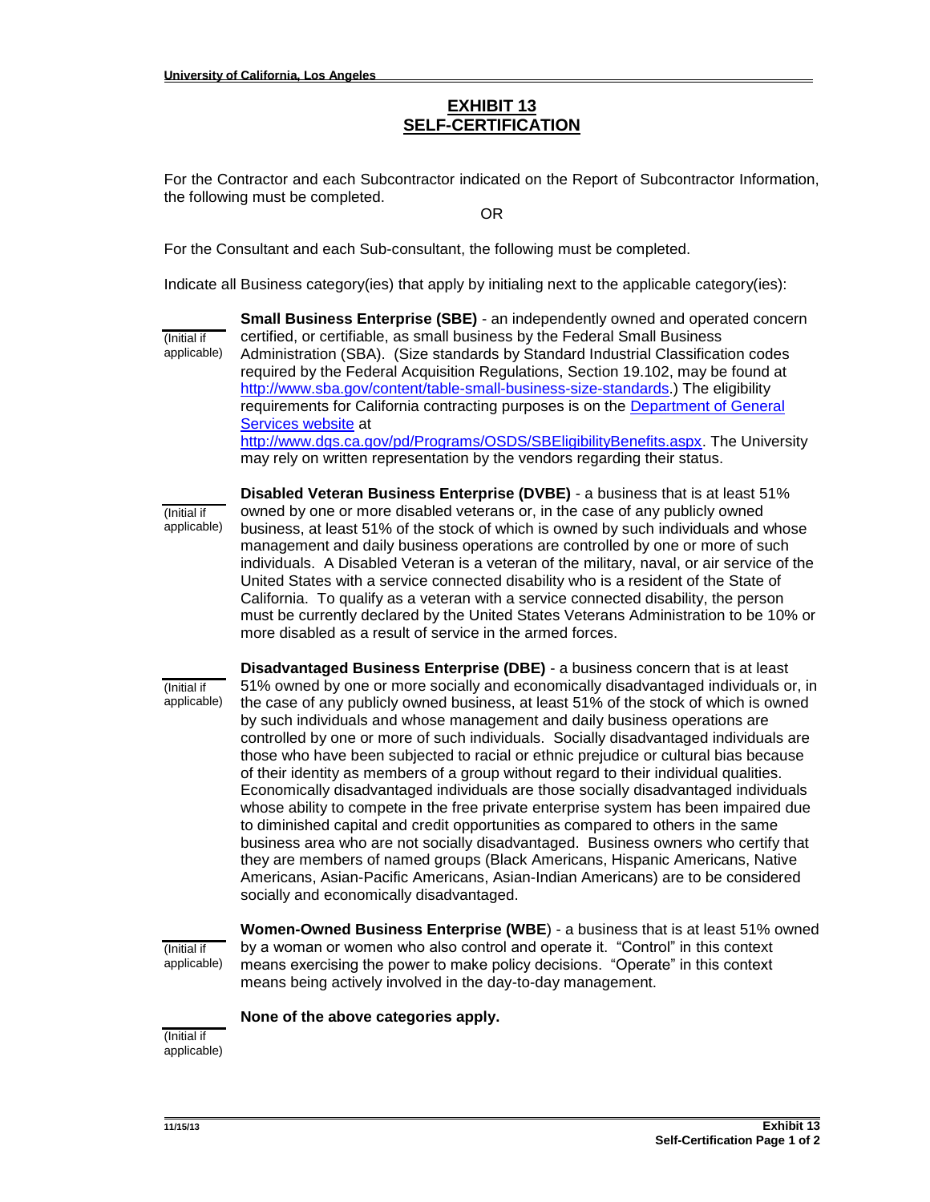# EXHIBIT 13
# SELF-CERTIFICATION

For the Contractor and each Subcontractor indicated on the Report of Subcontractor Information, the following must be completed.

OR

For the Consultant and each Sub-consultant, the following must be completed.

Indicate all Business category(ies) that apply by initialing next to the applicable category(ies):

\_\_\_\_\_\_\_\_ (Initial if applicable)

**Small Business Enterprise (SBE)** - an independently owned and operated concern certified, or certifiable, as small business by the Federal Small Business Administration (SBA). (Size standards by Standard Industrial Classification codes required by the Federal Acquisition Regulations, Section 19.102, may be found at [http://www.sba.gov/content/table-small-business-size-standards](http://www.sba.gov/content/table-small-business-size-standards).) The eligibility requirements for California contracting purposes is on the [Department of General Services website](http://www.dgs.ca.gov/pd/Programs/OSDS/SBEligibilityBenefits.aspx) at [http://www.dgs.ca.gov/pd/Programs/OSDS/SBEligibilityBenefits.aspx](http://www.dgs.ca.gov/pd/Programs/OSDS/SBEligibilityBenefits.aspx). The University may rely on written representation by the vendors regarding their status.

\_\_\_\_\_\_\_\_ (Initial if applicable)

**Disabled Veteran Business Enterprise (DVBE)** - a business that is at least 51% owned by one or more disabled veterans or, in the case of any publicly owned business, at least 51% of the stock of which is owned by such individuals and whose management and daily business operations are controlled by one or more of such individuals. A Disabled Veteran is a veteran of the military, naval, or air service of the United States with a service connected disability who is a resident of the State of California. To qualify as a veteran with a service connected disability, the person must be currently declared by the United States Veterans Administration to be 10% or more disabled as a result of service in the armed forces.

\_\_\_\_\_\_\_\_ (Initial if applicable)

**Disadvantaged Business Enterprise (DBE)** - a business concern that is at least 51% owned by one or more socially and economically disadvantaged individuals or, in the case of any publicly owned business, at least 51% of the stock of which is owned by such individuals and whose management and daily business operations are controlled by one or more of such individuals. Socially disadvantaged individuals are those who have been subjected to racial or ethnic prejudice or cultural bias because of their identity as members of a group without regard to their individual qualities. Economically disadvantaged individuals are those socially disadvantaged individuals whose ability to compete in the free private enterprise system has been impaired due to diminished capital and credit opportunities as compared to others in the same business area who are not socially disadvantaged. Business owners who certify that they are members of named groups (Black Americans, Hispanic Americans, Native Americans, Asian-Pacific Americans, Asian-Indian Americans) are to be considered socially and economically disadvantaged.

\_\_\_\_\_\_\_\_ (Initial if applicable)

**Women-Owned Business Enterprise (WBE)** - a business that is at least 51% owned by a woman or women who also control and operate it. "Control" in this context means exercising the power to make policy decisions. "Operate" in this context means being actively involved in the day-to-day management.

\_\_\_\_\_\_\_\_ (Initial if applicable)

**None of the above categories apply.**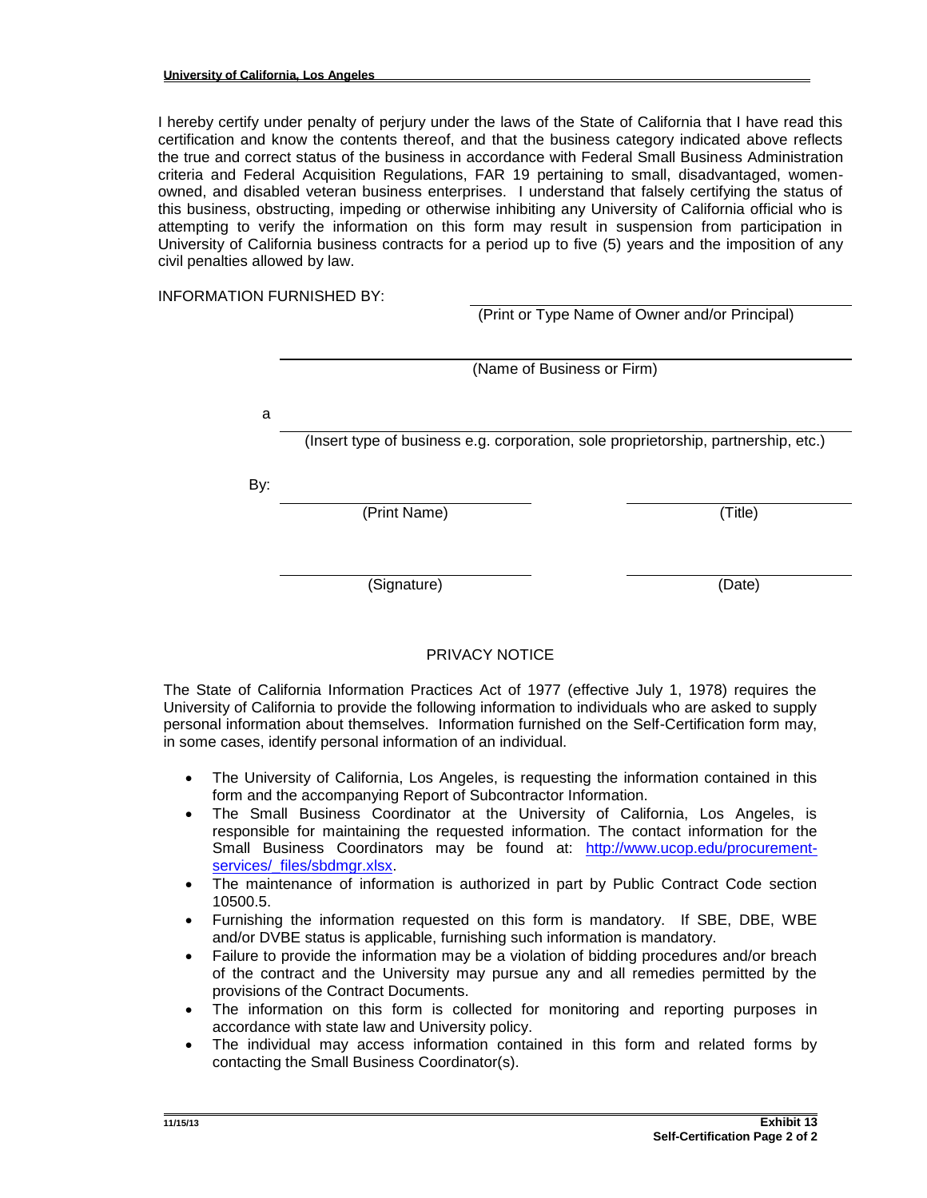I hereby certify under penalty of perjury under the laws of the State of California that I have read this certification and know the contents thereof, and that the business category indicated above reflects the true and correct status of the business in accordance with Federal Small Business Administration criteria and Federal Acquisition Regulations, FAR 19 pertaining to small, disadvantaged, women-owned, and disabled veteran business enterprises. I understand that falsely certifying the status of this business, obstructing, impeding or otherwise inhibiting any University of California official who is attempting to verify the information on this form may result in suspension from participation in University of California business contracts for a period up to five (5) years and the imposition of any civil penalties allowed by law.

INFORMATION FURNISHED BY:

\_\_\_\_\_\_\_\_\_\_\_\_\_\_\_\_\_\_\_\_\_\_\_\_\_\_\_\_\_\_\_\_\_\_\_\_\_\_
(Print or Type Name of Owner and/or Principal)

\_\_\_\_\_\_\_\_\_\_\_\_\_\_\_\_\_\_\_\_\_\_\_\_\_\_\_\_\_\_\_\_\_\_\_\_\_\_\_\_\_\_\_\_\_\_\_\_\_\_\_\_\_\_\_\_
(Name of Business or Firm)

a \_\_\_\_\_\_\_\_\_\_\_\_\_\_\_\_\_\_\_\_\_\_\_\_\_\_\_\_\_\_\_\_\_\_\_\_\_\_\_\_\_\_\_\_\_\_\_\_\_\_\_\_\_\_\_\_
(Insert type of business e.g. corporation, sole proprietorship, partnership, etc.)

By: \_\_\_\_\_\_\_\_\_\_\_\_\_\_\_\_\_\_\_\_\_\_\_\_\_\_ \_\_\_\_\_\_\_\_\_\_\_\_\_\_\_\_\_\_\_\_\_\_\_
(Print Name) (Title)

\_\_\_\_\_\_\_\_\_\_\_\_\_\_\_\_\_\_\_\_\_\_\_\_\_\_ \_\_\_\_\_\_\_\_\_\_\_\_\_\_\_\_\_\_\_\_\_\_\_
(Signature) (Date)

## PRIVACY NOTICE

The State of California Information Practices Act of 1977 (effective July 1, 1978) requires the University of California to provide the following information to individuals who are asked to supply personal information about themselves. Information furnished on the Self-Certification form may, in some cases, identify personal information of an individual.

- The University of California, Los Angeles, is requesting the information contained in this form and the accompanying Report of Subcontractor Information.
- The Small Business Coordinator at the University of California, Los Angeles, is responsible for maintaining the requested information. The contact information for the Small Business Coordinators may be found at: http://www.ucop.edu/procurement-services/_files/sbdmgr.xlsx.
- The maintenance of information is authorized in part by Public Contract Code section 10500.5.
- Furnishing the information requested on this form is mandatory. If SBE, DBE, WBE and/or DVBE status is applicable, furnishing such information is mandatory.
- Failure to provide the information may be a violation of bidding procedures and/or breach of the contract and the University may pursue any and all remedies permitted by the provisions of the Contract Documents.
- The information on this form is collected for monitoring and reporting purposes in accordance with state law and University policy.
- The individual may access information contained in this form and related forms by contacting the Small Business Coordinator(s).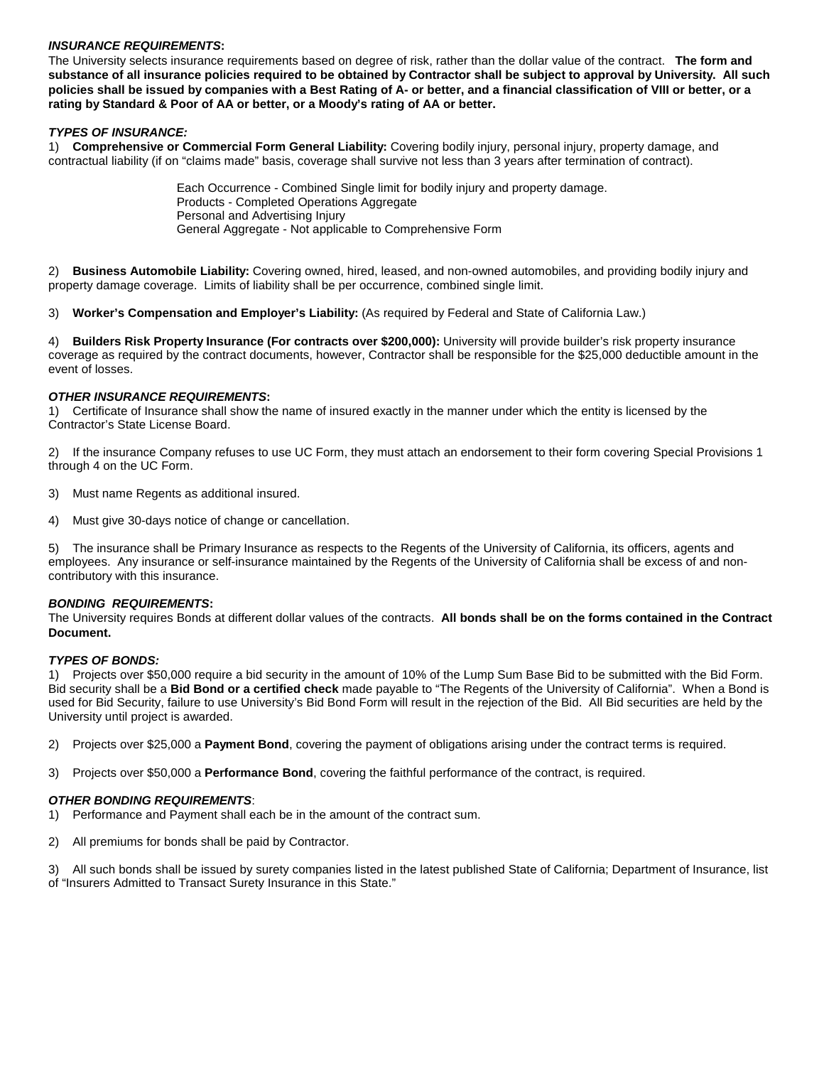***INSURANCE REQUIREMENTS*:**
The University selects insurance requirements based on degree of risk, rather than the dollar value of the contract. **The form and substance of all insurance policies required to be obtained by Contractor shall be subject to approval by University. All such policies shall be issued by companies with a Best Rating of A- or better, and a financial classification of VIII or better, or a rating by Standard & Poor of AA or better, or a Moody's rating of AA or better.**

***TYPES OF INSURANCE:***
1) **Comprehensive or Commercial Form General Liability:** Covering bodily injury, personal injury, property damage, and contractual liability (if on "claims made" basis, coverage shall survive not less than 3 years after termination of contract).

Each Occurrence - Combined Single limit for bodily injury and property damage.
Products - Completed Operations Aggregate
Personal and Advertising Injury
General Aggregate - Not applicable to Comprehensive Form

2) **Business Automobile Liability:** Covering owned, hired, leased, and non-owned automobiles, and providing bodily injury and property damage coverage. Limits of liability shall be per occurrence, combined single limit.

3) **Worker's Compensation and Employer's Liability:** (As required by Federal and State of California Law.)

4) **Builders Risk Property Insurance (For contracts over $200,000):** University will provide builder's risk property insurance coverage as required by the contract documents, however, Contractor shall be responsible for the $25,000 deductible amount in the event of losses.

***OTHER INSURANCE REQUIREMENTS*:**
1) Certificate of Insurance shall show the name of insured exactly in the manner under which the entity is licensed by the Contractor's State License Board.

2) If the insurance Company refuses to use UC Form, they must attach an endorsement to their form covering Special Provisions 1 through 4 on the UC Form.

3) Must name Regents as additional insured.

4) Must give 30-days notice of change or cancellation.

5) The insurance shall be Primary Insurance as respects to the Regents of the University of California, its officers, agents and employees. Any insurance or self-insurance maintained by the Regents of the University of California shall be excess of and non-contributory with this insurance.

***BONDING REQUIREMENTS*:**
The University requires Bonds at different dollar values of the contracts. **All bonds shall be on the forms contained in the Contract Document.**

***TYPES OF BONDS:***
1) Projects over $50,000 require a bid security in the amount of 10% of the Lump Sum Base Bid to be submitted with the Bid Form. Bid security shall be a **Bid Bond or a certified check** made payable to "The Regents of the University of California". When a Bond is used for Bid Security, failure to use University's Bid Bond Form will result in the rejection of the Bid. All Bid securities are held by the University until project is awarded.

2) Projects over $25,000 a **Payment Bond**, covering the payment of obligations arising under the contract terms is required.

3) Projects over $50,000 a **Performance Bond**, covering the faithful performance of the contract, is required.

***OTHER BONDING REQUIREMENTS*:**
1) Performance and Payment shall each be in the amount of the contract sum.

2) All premiums for bonds shall be paid by Contractor.

3) All such bonds shall be issued by surety companies listed in the latest published State of California; Department of Insurance, list of "Insurers Admitted to Transact Surety Insurance in this State."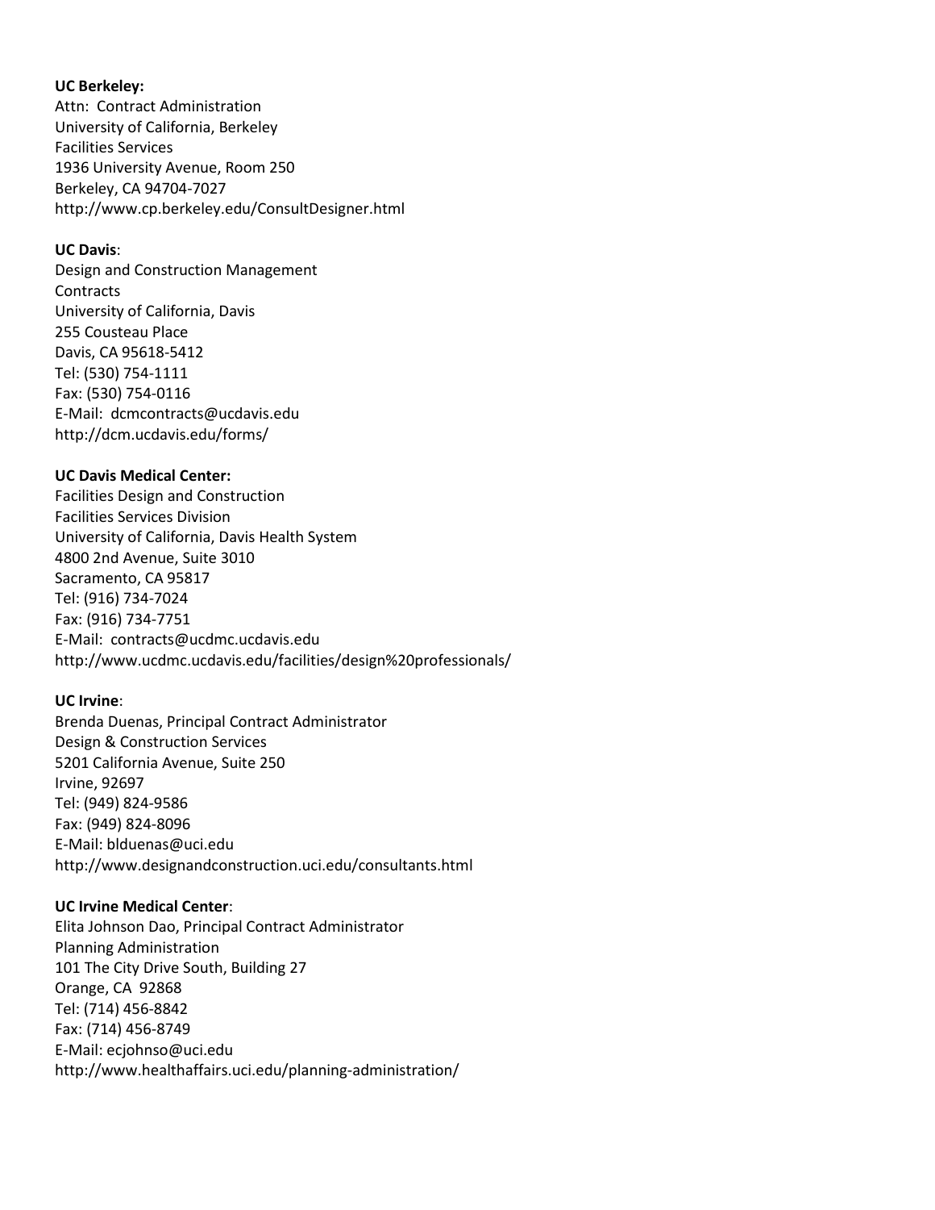**UC Berkeley:**
Attn: Contract Administration
University of California, Berkeley
Facilities Services
1936 University Avenue, Room 250
Berkeley, CA 94704-7027
http://www.cp.berkeley.edu/ConsultDesigner.html

**UC Davis**:
Design and Construction Management
Contracts
University of California, Davis
255 Cousteau Place
Davis, CA 95618-5412
Tel: (530) 754-1111
Fax: (530) 754-0116
E-Mail: dcmcontracts@ucdavis.edu
http://dcm.ucdavis.edu/forms/

**UC Davis Medical Center:**
Facilities Design and Construction
Facilities Services Division
University of California, Davis Health System
4800 2nd Avenue, Suite 3010
Sacramento, CA 95817
Tel: (916) 734-7024
Fax: (916) 734-7751
E-Mail: contracts@ucdmc.ucdavis.edu
http://www.ucdmc.ucdavis.edu/facilities/design%20professionals/

**UC Irvine**:
Brenda Duenas, Principal Contract Administrator
Design & Construction Services
5201 California Avenue, Suite 250
Irvine, 92697
Tel: (949) 824-9586
Fax: (949) 824-8096
E-Mail: blduenas@uci.edu
http://www.designandconstruction.uci.edu/consultants.html

**UC Irvine Medical Center**:
Elita Johnson Dao, Principal Contract Administrator
Planning Administration
101 The City Drive South, Building 27
Orange, CA 92868
Tel: (714) 456-8842
Fax: (714) 456-8749
E-Mail: ecjohnso@uci.edu
http://www.healthaffairs.uci.edu/planning-administration/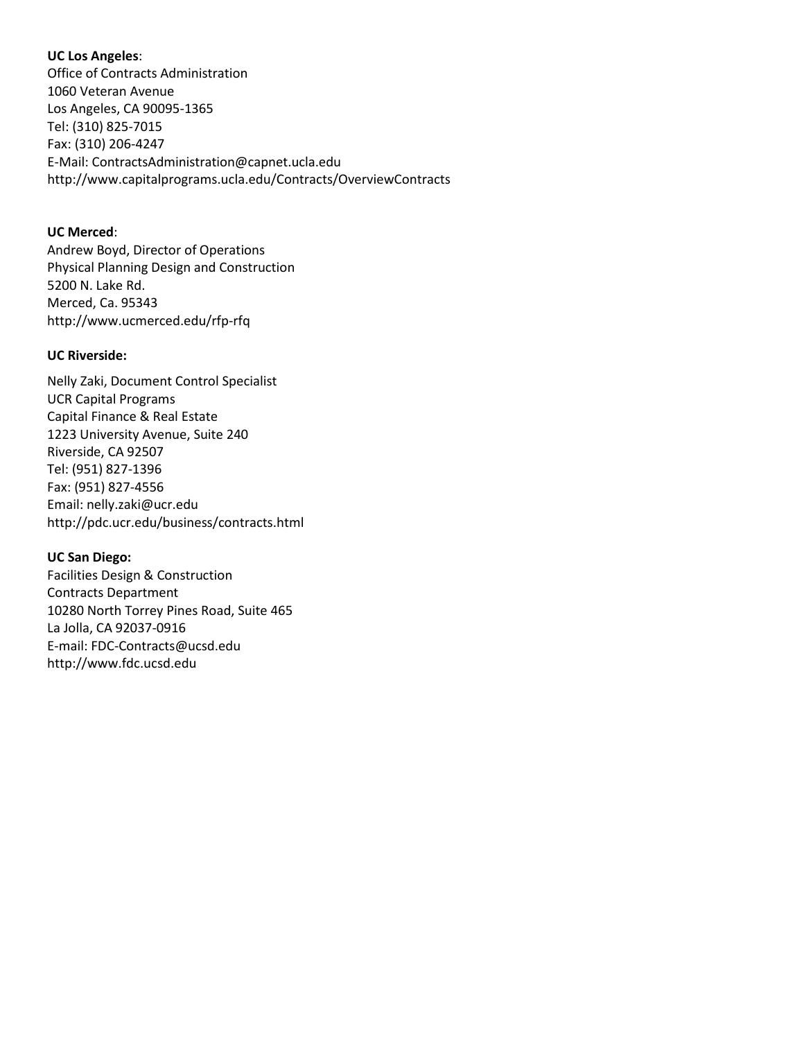**UC Los Angeles**:
Office of Contracts Administration
1060 Veteran Avenue
Los Angeles, CA 90095-1365
Tel: (310) 825-7015
Fax: (310) 206-4247
E-Mail: ContractsAdministration@capnet.ucla.edu
http://www.capitalprograms.ucla.edu/Contracts/OverviewContracts

**UC Merced**:
Andrew Boyd, Director of Operations
Physical Planning Design and Construction
5200 N. Lake Rd.
Merced, Ca. 95343
http://www.ucmerced.edu/rfp-rfq

**UC Riverside:**

Nelly Zaki, Document Control Specialist
UCR Capital Programs
Capital Finance & Real Estate
1223 University Avenue, Suite 240
Riverside, CA 92507
Tel: (951) 827-1396
Fax: (951) 827-4556
Email: nelly.zaki@ucr.edu
http://pdc.ucr.edu/business/contracts.html

**UC San Diego:**
Facilities Design & Construction
Contracts Department
10280 North Torrey Pines Road, Suite 465
La Jolla, CA 92037-0916
E-mail: FDC-Contracts@ucsd.edu
http://www.fdc.ucsd.edu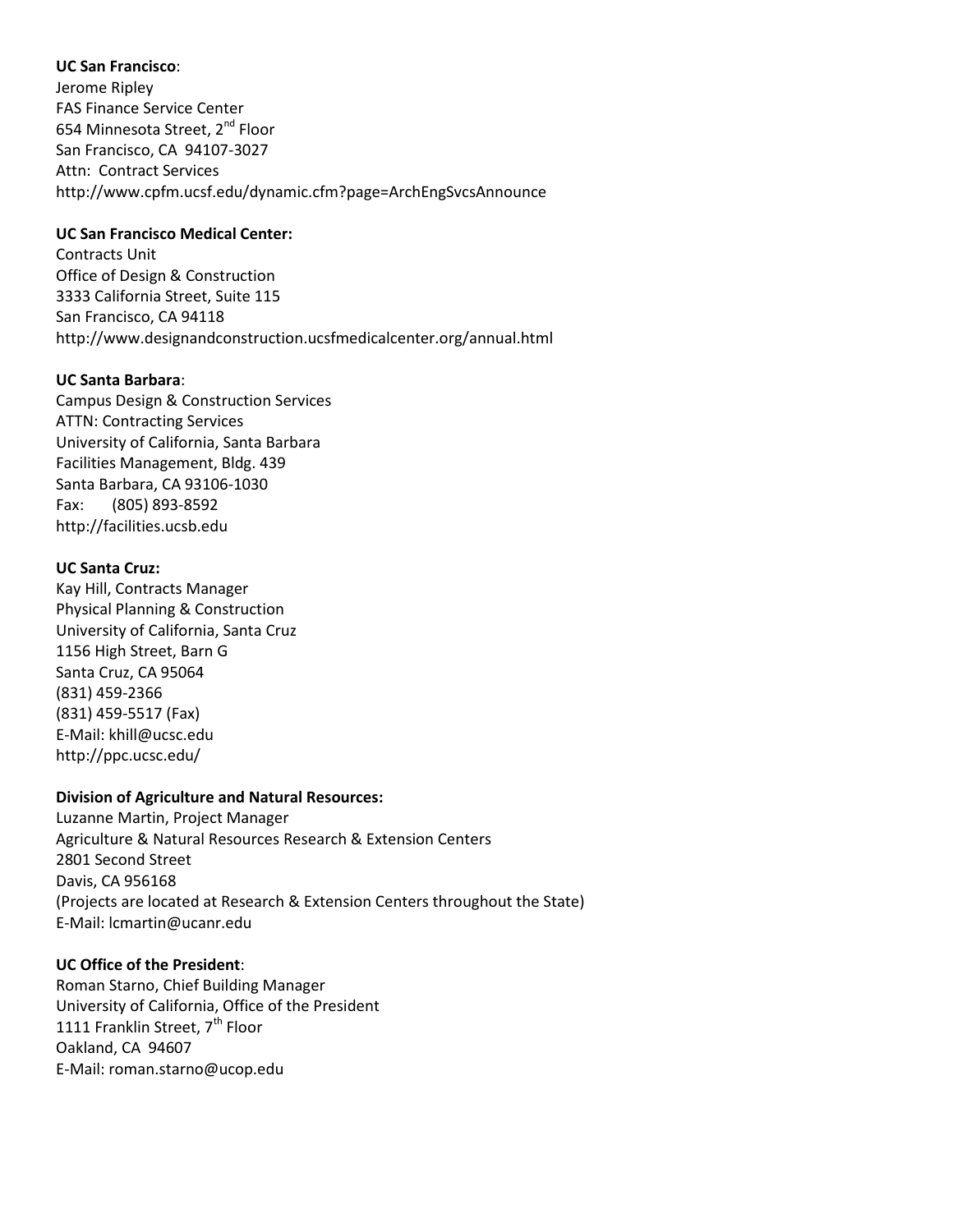**UC San Francisco**:
Jerome Ripley
FAS Finance Service Center
654 Minnesota Street, 2nd Floor
San Francisco, CA 94107-3027
Attn: Contract Services
http://www.cpfm.ucsf.edu/dynamic.cfm?page=ArchEngSvcsAnnounce

**UC San Francisco Medical Center:**
Contracts Unit
Office of Design & Construction
3333 California Street, Suite 115
San Francisco, CA 94118
http://www.designandconstruction.ucsfmedicalcenter.org/annual.html

**UC Santa Barbara**:
Campus Design & Construction Services
ATTN: Contracting Services
University of California, Santa Barbara
Facilities Management, Bldg. 439
Santa Barbara, CA 93106-1030
Fax: (805) 893-8592
http://facilities.ucsb.edu

**UC Santa Cruz:**
Kay Hill, Contracts Manager
Physical Planning & Construction
University of California, Santa Cruz
1156 High Street, Barn G
Santa Cruz, CA 95064
(831) 459-2366
(831) 459-5517 (Fax)
E-Mail: khill@ucsc.edu
http://ppc.ucsc.edu/

**Division of Agriculture and Natural Resources:**
Luzanne Martin, Project Manager
Agriculture & Natural Resources Research & Extension Centers
2801 Second Street
Davis, CA 956168
(Projects are located at Research & Extension Centers throughout the State)
E-Mail: lcmartin@ucanr.edu

**UC Office of the President**:
Roman Starno, Chief Building Manager
University of California, Office of the President
1111 Franklin Street, 7th Floor
Oakland, CA 94607
E-Mail: roman.starno@ucop.edu